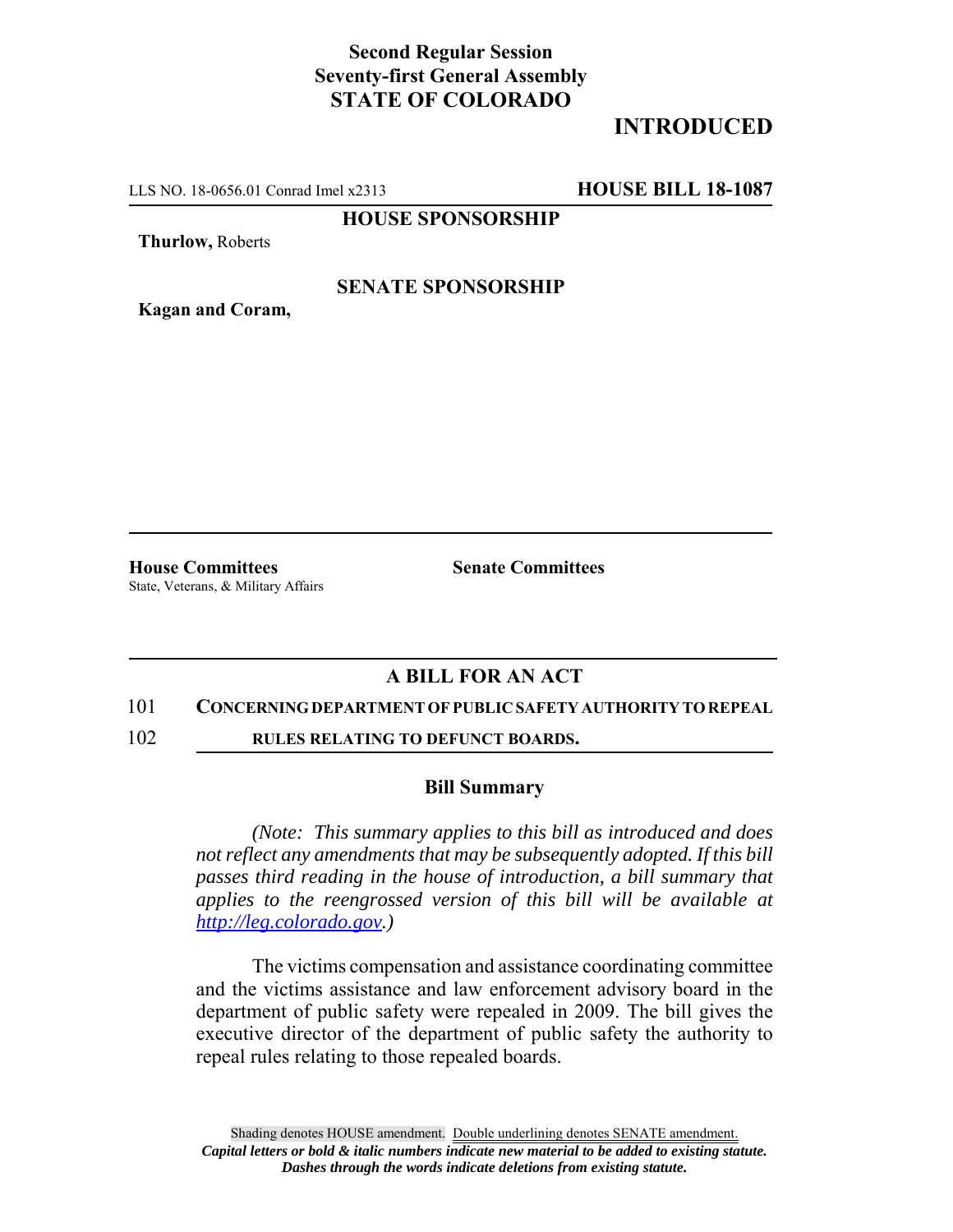**Second Regular Session**
**Seventy-first General Assembly**
**STATE OF COLORADO**

# INTRODUCED

LLS NO. 18-0656.01 Conrad Imel x2313 **HOUSE BILL 18-1087**

**HOUSE SPONSORSHIP**

**Thurlow,** Roberts

**SENATE SPONSORSHIP**

**Kagan and Coram,**

**House Committees**
State, Veterans, & Military Affairs

**Senate Committees**

## A BILL FOR AN ACT

101 **CONCERNING DEPARTMENT OF PUBLIC SAFETY AUTHORITY TO REPEAL**
102 **RULES RELATING TO DEFUNCT BOARDS.**

### Bill Summary

*(Note: This summary applies to this bill as introduced and does not reflect any amendments that may be subsequently adopted. If this bill passes third reading in the house of introduction, a bill summary that applies to the reengrossed version of this bill will be available at http://leg.colorado.gov.)*

The victims compensation and assistance coordinating committee and the victims assistance and law enforcement advisory board in the department of public safety were repealed in 2009. The bill gives the executive director of the department of public safety the authority to repeal rules relating to those repealed boards.

Shading denotes HOUSE amendment. Double underlining denotes SENATE amendment.
*Capital letters or bold & italic numbers indicate new material to be added to existing statute.*
*Dashes through the words indicate deletions from existing statute.*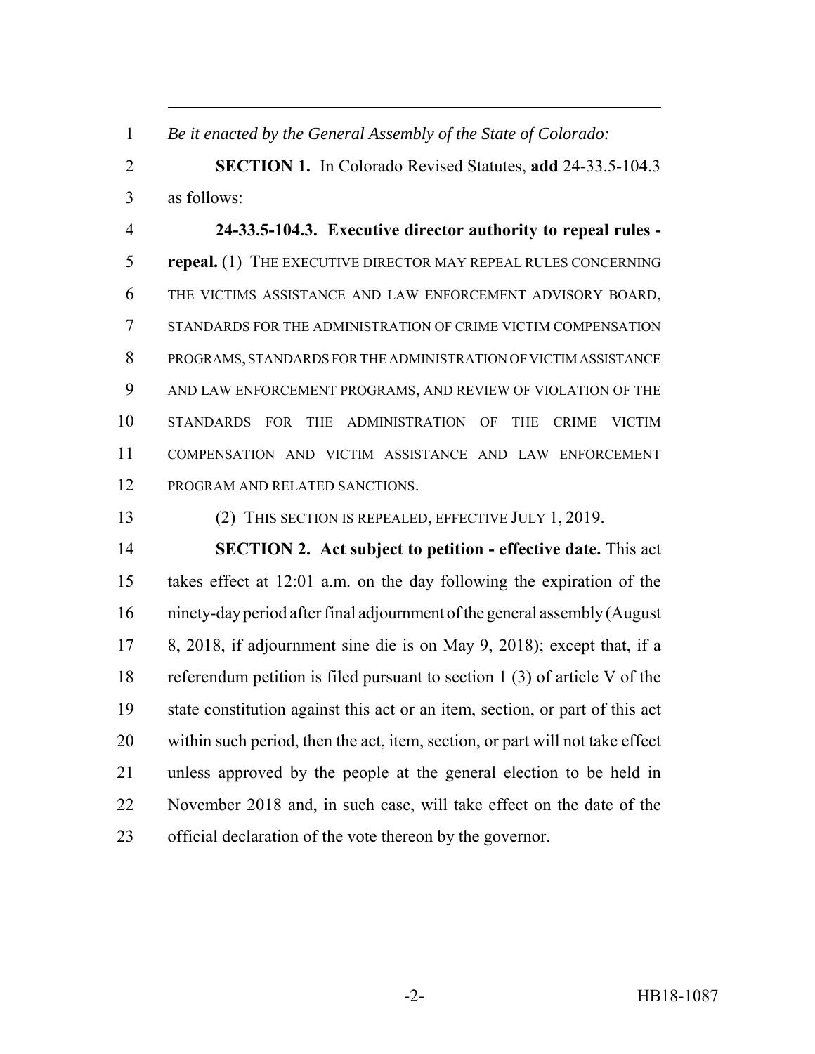*Be it enacted by the General Assembly of the State of Colorado:*

**SECTION 1.** In Colorado Revised Statutes, **add** 24-33.5-104.3 as follows:

**24-33.5-104.3. Executive director authority to repeal rules - repeal.** (1) THE EXECUTIVE DIRECTOR MAY REPEAL RULES CONCERNING THE VICTIMS ASSISTANCE AND LAW ENFORCEMENT ADVISORY BOARD, STANDARDS FOR THE ADMINISTRATION OF CRIME VICTIM COMPENSATION PROGRAMS, STANDARDS FOR THE ADMINISTRATION OF VICTIM ASSISTANCE AND LAW ENFORCEMENT PROGRAMS, AND REVIEW OF VIOLATION OF THE STANDARDS FOR THE ADMINISTRATION OF THE CRIME VICTIM COMPENSATION AND VICTIM ASSISTANCE AND LAW ENFORCEMENT PROGRAM AND RELATED SANCTIONS.

(2) THIS SECTION IS REPEALED, EFFECTIVE JULY 1, 2019.

**SECTION 2. Act subject to petition - effective date.** This act takes effect at 12:01 a.m. on the day following the expiration of the ninety-day period after final adjournment of the general assembly (August 8, 2018, if adjournment sine die is on May 9, 2018); except that, if a referendum petition is filed pursuant to section 1 (3) of article V of the state constitution against this act or an item, section, or part of this act within such period, then the act, item, section, or part will not take effect unless approved by the people at the general election to be held in November 2018 and, in such case, will take effect on the date of the official declaration of the vote thereon by the governor.